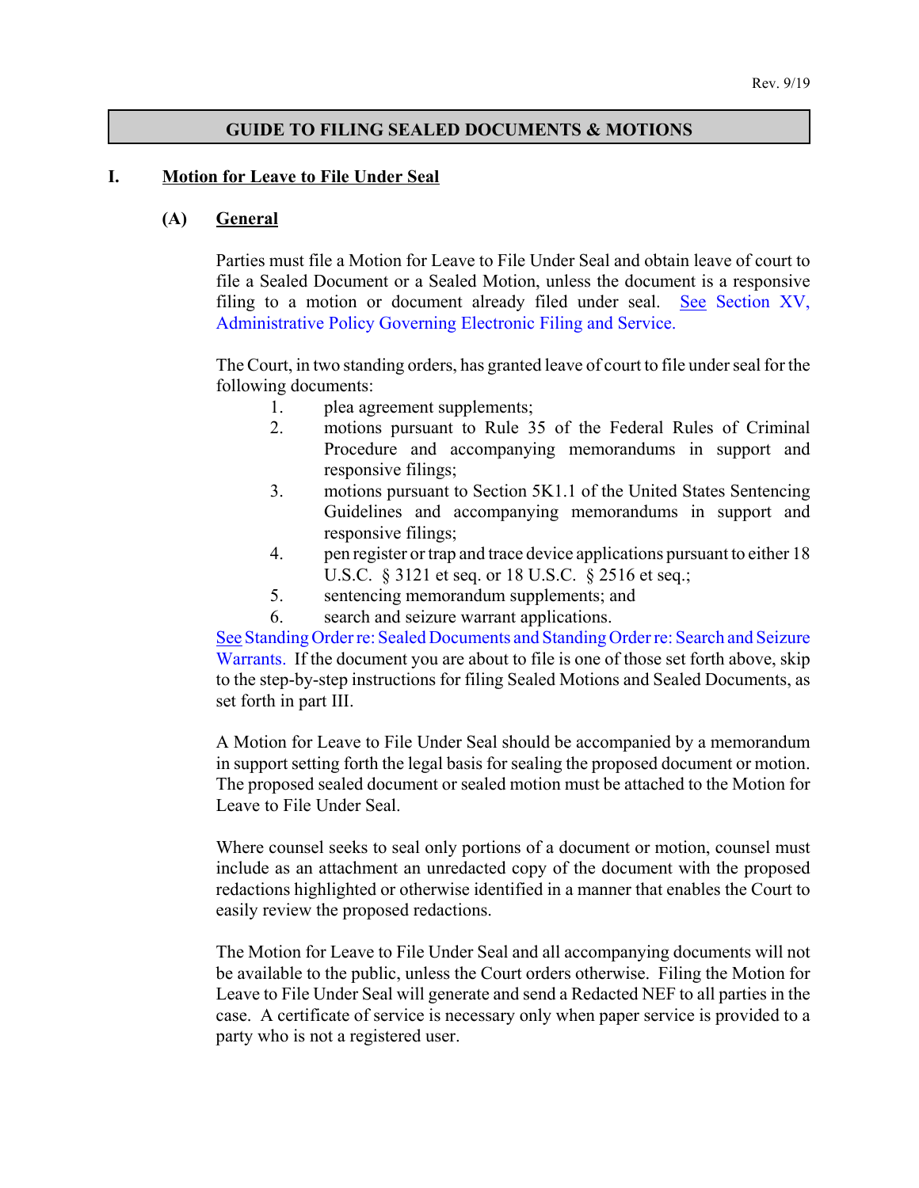Rev. 9/19

# GUIDE TO FILING SEALED DOCUMENTS & MOTIONS

## I. Motion for Leave to File Under Seal

### (A) General

Parties must file a Motion for Leave to File Under Seal and obtain leave of court to file a Sealed Document or a Sealed Motion, unless the document is a responsive filing to a motion or document already filed under seal. See Section XV, Administrative Policy Governing Electronic Filing and Service.

The Court, in two standing orders, has granted leave of court to file under seal for the following documents:

1. plea agreement supplements;
2. motions pursuant to Rule 35 of the Federal Rules of Criminal Procedure and accompanying memorandums in support and responsive filings;
3. motions pursuant to Section 5K1.1 of the United States Sentencing Guidelines and accompanying memorandums in support and responsive filings;
4. pen register or trap and trace device applications pursuant to either 18 U.S.C. § 3121 et seq. or 18 U.S.C. § 2516 et seq.;
5. sentencing memorandum supplements; and
6. search and seizure warrant applications.

See Standing Order re: Sealed Documents and Standing Order re: Search and Seizure Warrants. If the document you are about to file is one of those set forth above, skip to the step-by-step instructions for filing Sealed Motions and Sealed Documents, as set forth in part III.

A Motion for Leave to File Under Seal should be accompanied by a memorandum in support setting forth the legal basis for sealing the proposed document or motion. The proposed sealed document or sealed motion must be attached to the Motion for Leave to File Under Seal.

Where counsel seeks to seal only portions of a document or motion, counsel must include as an attachment an unredacted copy of the document with the proposed redactions highlighted or otherwise identified in a manner that enables the Court to easily review the proposed redactions.

The Motion for Leave to File Under Seal and all accompanying documents will not be available to the public, unless the Court orders otherwise. Filing the Motion for Leave to File Under Seal will generate and send a Redacted NEF to all parties in the case. A certificate of service is necessary only when paper service is provided to a party who is not a registered user.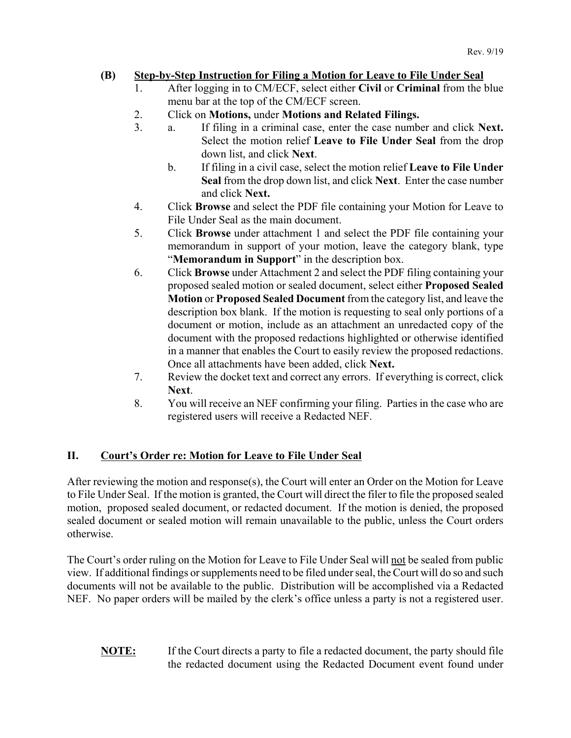### (B) Step-by-Step Instruction for Filing a Motion for Leave to File Under Seal

1. After logging in to CM/ECF, select either **Civil** or **Criminal** from the blue menu bar at the top of the CM/ECF screen.
2. Click on **Motions,** under **Motions and Related Filings.**
3. a. If filing in a criminal case, enter the case number and click **Next.** Select the motion relief **Leave to File Under Seal** from the drop down list, and click **Next**.
   
   b. If filing in a civil case, select the motion relief **Leave to File Under Seal** from the drop down list, and click **Next**. Enter the case number and click **Next.**
4. Click **Browse** and select the PDF file containing your Motion for Leave to File Under Seal as the main document.
5. Click **Browse** under attachment 1 and select the PDF file containing your memorandum in support of your motion, leave the category blank, type "**Memorandum in Support**" in the description box.
6. Click **Browse** under Attachment 2 and select the PDF filing containing your proposed sealed motion or sealed document, select either **Proposed Sealed Motion** or **Proposed Sealed Document** from the category list, and leave the description box blank. If the motion is requesting to seal only portions of a document or motion, include as an attachment an unredacted copy of the document with the proposed redactions highlighted or otherwise identified in a manner that enables the Court to easily review the proposed redactions. Once all attachments have been added, click **Next.**
7. Review the docket text and correct any errors. If everything is correct, click **Next**.
8. You will receive an NEF confirming your filing. Parties in the case who are registered users will receive a Redacted NEF.

## II. Court's Order re: Motion for Leave to File Under Seal

After reviewing the motion and response(s), the Court will enter an Order on the Motion for Leave to File Under Seal. If the motion is granted, the Court will direct the filer to file the proposed sealed motion, proposed sealed document, or redacted document. If the motion is denied, the proposed sealed document or sealed motion will remain unavailable to the public, unless the Court orders otherwise.

The Court's order ruling on the Motion for Leave to File Under Seal will not be sealed from public view. If additional findings or supplements need to be filed under seal, the Court will do so and such documents will not be available to the public. Distribution will be accomplished via a Redacted NEF. No paper orders will be mailed by the clerk's office unless a party is not a registered user.

**NOTE:** If the Court directs a party to file a redacted document, the party should file the redacted document using the Redacted Document event found under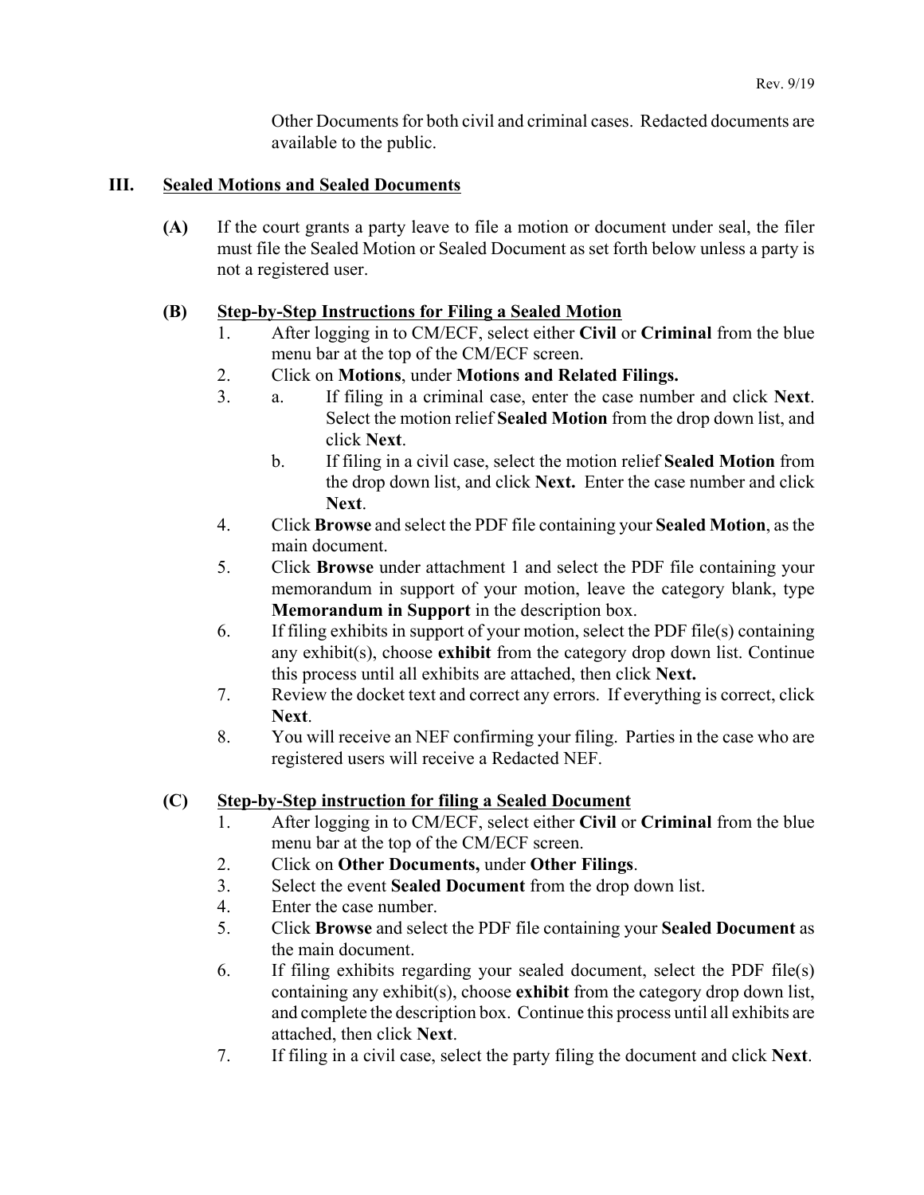Other Documents for both civil and criminal cases. Redacted documents are available to the public.

## III. Sealed Motions and Sealed Documents

**(A)** If the court grants a party leave to file a motion or document under seal, the filer must file the Sealed Motion or Sealed Document as set forth below unless a party is not a registered user.

### (B) Step-by-Step Instructions for Filing a Sealed Motion

1. After logging in to CM/ECF, select either **Civil** or **Criminal** from the blue menu bar at the top of the CM/ECF screen.
2. Click on **Motions**, under **Motions and Related Filings.**
3. a. If filing in a criminal case, enter the case number and click **Next**. Select the motion relief **Sealed Motion** from the drop down list, and click **Next**.

   b. If filing in a civil case, select the motion relief **Sealed Motion** from the drop down list, and click **Next.** Enter the case number and click **Next**.
4. Click **Browse** and select the PDF file containing your **Sealed Motion**, as the main document.
5. Click **Browse** under attachment 1 and select the PDF file containing your memorandum in support of your motion, leave the category blank, type **Memorandum in Support** in the description box.
6. If filing exhibits in support of your motion, select the PDF file(s) containing any exhibit(s), choose **exhibit** from the category drop down list. Continue this process until all exhibits are attached, then click **Next.**
7. Review the docket text and correct any errors. If everything is correct, click **Next**.
8. You will receive an NEF confirming your filing. Parties in the case who are registered users will receive a Redacted NEF.

### (C) Step-by-Step instruction for filing a Sealed Document

1. After logging in to CM/ECF, select either **Civil** or **Criminal** from the blue menu bar at the top of the CM/ECF screen.
2. Click on **Other Documents,** under **Other Filings**.
3. Select the event **Sealed Document** from the drop down list.
4. Enter the case number.
5. Click **Browse** and select the PDF file containing your **Sealed Document** as the main document.
6. If filing exhibits regarding your sealed document, select the PDF file(s) containing any exhibit(s), choose **exhibit** from the category drop down list, and complete the description box. Continue this process until all exhibits are attached, then click **Next**.
7. If filing in a civil case, select the party filing the document and click **Next**.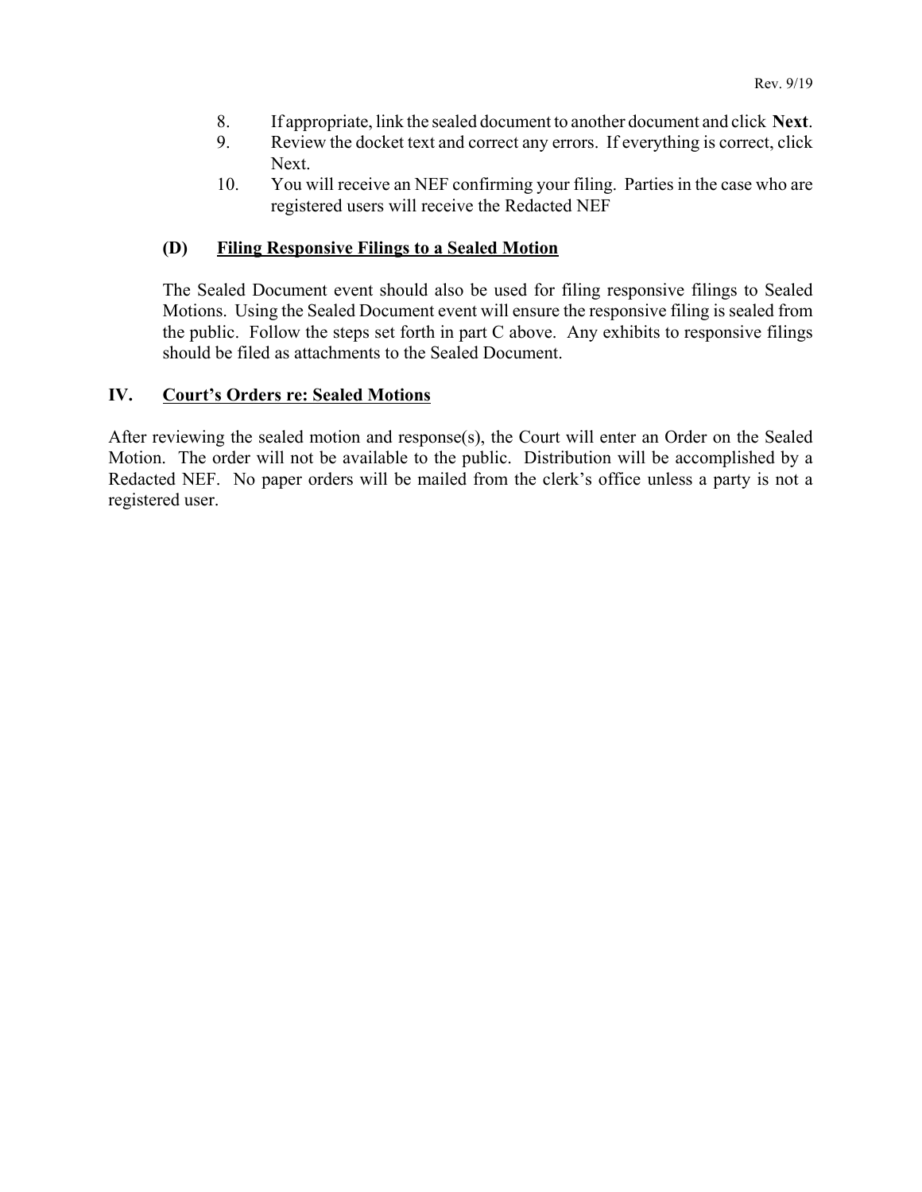8. If appropriate, link the sealed document to another document and click **Next**.
9. Review the docket text and correct any errors. If everything is correct, click Next.
10. You will receive an NEF confirming your filing. Parties in the case who are registered users will receive the Redacted NEF

### (D) Filing Responsive Filings to a Sealed Motion

The Sealed Document event should also be used for filing responsive filings to Sealed Motions. Using the Sealed Document event will ensure the responsive filing is sealed from the public. Follow the steps set forth in part C above. Any exhibits to responsive filings should be filed as attachments to the Sealed Document.

## IV. Court's Orders re: Sealed Motions

After reviewing the sealed motion and response(s), the Court will enter an Order on the Sealed Motion. The order will not be available to the public. Distribution will be accomplished by a Redacted NEF. No paper orders will be mailed from the clerk's office unless a party is not a registered user.